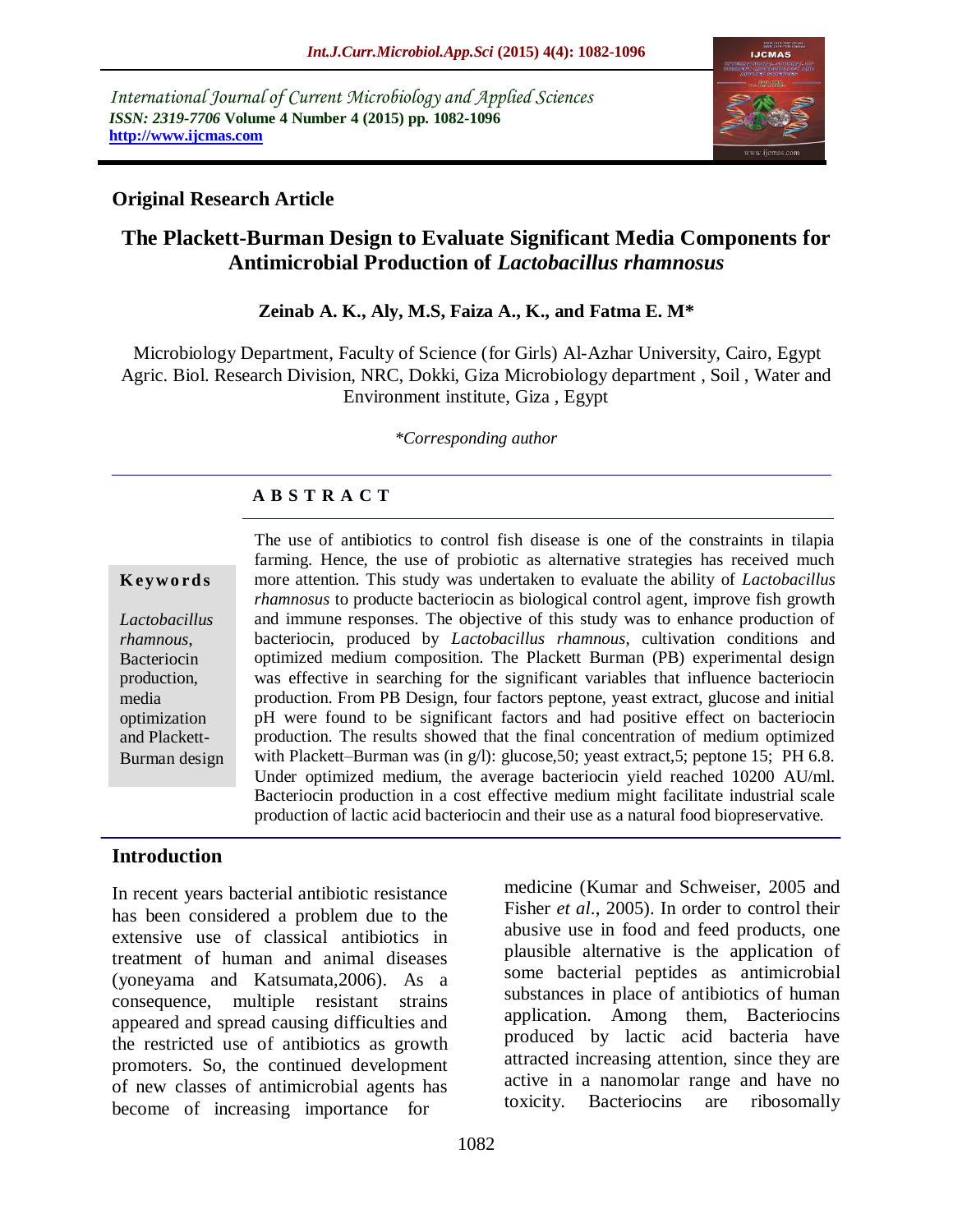*International Journal of Current Microbiology and Applied Sciences*
*ISSN: 2319-7706* **Volume 4 Number 4 (2015) pp. 1082-1096**
**http://www.ijcmas.com**

**Original Research Article**

# The Plackett-Burman Design to Evaluate Significant Media Components for Antimicrobial Production of *Lactobacillus rhamnosus*

**Zeinab A. K., Aly, M.S, Faiza A., K., and Fatma E. M***

Microbiology Department, Faculty of Science (for Girls) Al-Azhar University, Cairo, Egypt
Agric. Biol. Research Division, NRC, Dokki, Giza Microbiology department , Soil , Water and Environment institute, Giza , Egypt

*\*Corresponding author*

## A B S T R A C T

**Keywords**

*Lactobacillus rhamnous*, Bacteriocin production, media optimization and Plackett-Burman design

The use of antibiotics to control fish disease is one of the constraints in tilapia farming. Hence, the use of probiotic as alternative strategies has received much more attention. This study was undertaken to evaluate the ability of *Lactobacillus rhamnosus* to producte bacteriocin as biological control agent, improve fish growth and immune responses. The objective of this study was to enhance production of bacteriocin, produced by *Lactobacillus rhamnous,* cultivation conditions and optimized medium composition. The Plackett Burman (PB) experimental design was effective in searching for the significant variables that influence bacteriocin production. From PB Design, four factors peptone, yeast extract, glucose and initial pH were found to be significant factors and had positive effect on bacteriocin production. The results showed that the final concentration of medium optimized with Plackett–Burman was (in g/l): glucose,50; yeast extract,5; peptone 15; PH 6.8. Under optimized medium, the average bacteriocin yield reached 10200 AU/ml. Bacteriocin production in a cost effective medium might facilitate industrial scale production of lactic acid bacteriocin and their use as a natural food biopreservative.

## Introduction

In recent years bacterial antibiotic resistance has been considered a problem due to the extensive use of classical antibiotics in treatment of human and animal diseases (yoneyama and Katsumata,2006). As a consequence, multiple resistant strains appeared and spread causing difficulties and the restricted use of antibiotics as growth promoters. So, the continued development of new classes of antimicrobial agents has become of increasing importance for medicine (Kumar and Schweiser, 2005 and Fisher *et al*., 2005). In order to control their abusive use in food and feed products, one plausible alternative is the application of some bacterial peptides as antimicrobial substances in place of antibiotics of human application. Among them, Bacteriocins produced by lactic acid bacteria have attracted increasing attention, since they are active in a nanomolar range and have no toxicity. Bacteriocins are ribosomally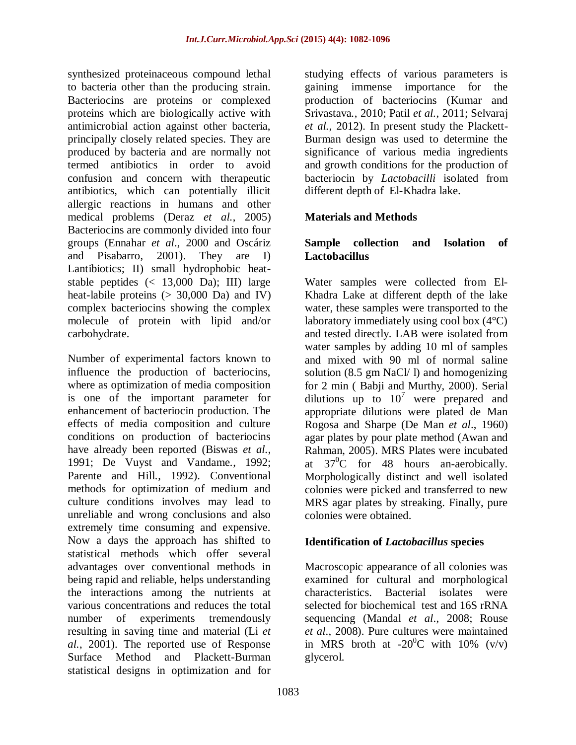synthesized proteinaceous compound lethal to bacteria other than the producing strain. Bacteriocins are proteins or complexed proteins which are biologically active with antimicrobial action against other bacteria, principally closely related species. They are produced by bacteria and are normally not termed antibiotics in order to avoid confusion and concern with therapeutic antibiotics, which can potentially illicit allergic reactions in humans and other medical problems (Deraz *et al.*, 2005) Bacteriocins are commonly divided into four groups (Ennahar *et al*., 2000 and Oscáriz and Pisabarro, 2001). They are I) Lantibiotics; II) small hydrophobic heat-stable peptides (< 13,000 Da); III) large heat-labile proteins (> 30,000 Da) and IV) complex bacteriocins showing the complex molecule of protein with lipid and/or carbohydrate.

Number of experimental factors known to influence the production of bacteriocins, where as optimization of media composition is one of the important parameter for enhancement of bacteriocin production. The effects of media composition and culture conditions on production of bacteriocins have already been reported (Biswas *et al.*, 1991; De Vuyst and Vandame*.*, 1992; Parente and Hill*.*, 1992). Conventional methods for optimization of medium and culture conditions involves may lead to unreliable and wrong conclusions and also extremely time consuming and expensive. Now a days the approach has shifted to statistical methods which offer several advantages over conventional methods in being rapid and reliable, helps understanding the interactions among the nutrients at various concentrations and reduces the total number of experiments tremendously resulting in saving time and material (Li *et al.*, 2001). The reported use of Response Surface Method and Plackett-Burman statistical designs in optimization and for studying effects of various parameters is gaining immense importance for the production of bacteriocins (Kumar and Srivastava*.*, 2010; Patil *et al.*, 2011; Selvaraj *et al.*, 2012). In present study the Plackett-Burman design was used to determine the significance of various media ingredients and growth conditions for the production of bacteriocin by *Lactobacilli* isolated from different depth of El-Khadra lake.

## Materials and Methods

### Sample collection and Isolation of Lactobacillus

Water samples were collected from El-Khadra Lake at different depth of the lake water, these samples were transported to the laboratory immediately using cool box (4°C) and tested directly. LAB were isolated from water samples by adding 10 ml of samples and mixed with 90 ml of normal saline solution (8.5 gm NaCl/ l) and homogenizing for 2 min ( Babji and Murthy, 2000). Serial dilutions up to $10^7$ were prepared and appropriate dilutions were plated de Man Rogosa and Sharpe (De Man *et al*., 1960) agar plates by pour plate method (Awan and Rahman, 2005). MRS Plates were incubated at $37^0$C for 48 hours an-aerobically. Morphologically distinct and well isolated colonies were picked and transferred to new MRS agar plates by streaking. Finally, pure colonies were obtained.

### Identification of *Lactobacillus* species

Macroscopic appearance of all colonies was examined for cultural and morphological characteristics. Bacterial isolates were selected for biochemical test and 16S rRNA sequencing (Mandal *et al*., 2008; Rouse *et al*., 2008). Pure cultures were maintained in MRS broth at $-20^0$C with 10% (v/v) glycerol.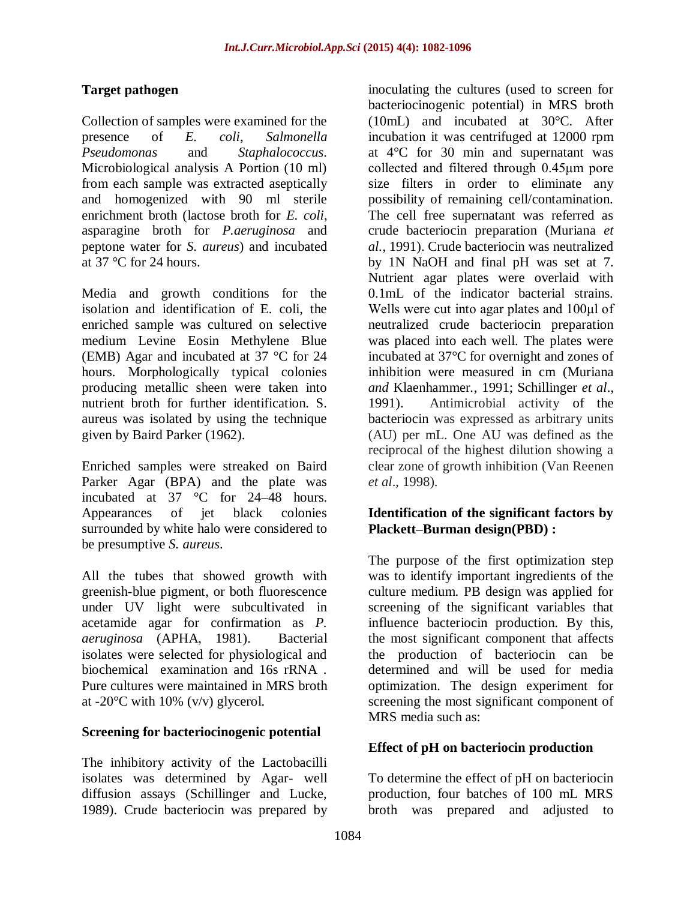### Target pathogen

Collection of samples were examined for the presence of *E. coli*, *Salmonella Pseudomonas* and *Staphalococcus*. Microbiological analysis A Portion (10 ml) from each sample was extracted aseptically and homogenized with 90 ml sterile enrichment broth (lactose broth for *E. coli*, asparagine broth for *P.aeruginosa* and peptone water for *S. aureus*) and incubated at 37 °C for 24 hours.

Media and growth conditions for the isolation and identification of E. coli, the enriched sample was cultured on selective medium Levine Eosin Methylene Blue (EMB) Agar and incubated at 37 °C for 24 hours. Morphologically typical colonies producing metallic sheen were taken into nutrient broth for further identification. S. aureus was isolated by using the technique given by Baird Parker (1962).

Enriched samples were streaked on Baird Parker Agar (BPA) and the plate was incubated at 37 °C for 24–48 hours. Appearances of jet black colonies surrounded by white halo were considered to be presumptive *S. aureus*.

All the tubes that showed growth with greenish-blue pigment, or both fluorescence under UV light were subcultivated in acetamide agar for confirmation as *P. aeruginosa* (APHA, 1981). Bacterial isolates were selected for physiological and biochemical examination and 16s rRNA . Pure cultures were maintained in MRS broth at -20°C with 10% (v/v) glycerol.

### Screening for bacteriocinogenic potential

The inhibitory activity of the Lactobacilli isolates was determined by Agar- well diffusion assays (Schillinger and Lucke, 1989). Crude bacteriocin was prepared by inoculating the cultures (used to screen for bacteriocinogenic potential) in MRS broth (10mL) and incubated at 30°C. After incubation it was centrifuged at 12000 rpm at 4°C for 30 min and supernatant was collected and filtered through 0.45µm pore size filters in order to eliminate any possibility of remaining cell/contamination. The cell free supernatant was referred as crude bacteriocin preparation (Muriana *et al.*, 1991). Crude bacteriocin was neutralized by 1N NaOH and final pH was set at 7. Nutrient agar plates were overlaid with 0.1mL of the indicator bacterial strains. Wells were cut into agar plates and 100µl of neutralized crude bacteriocin preparation was placed into each well. The plates were incubated at 37°C for overnight and zones of inhibition were measured in cm (Muriana *and* Klaenhammer., 1991; Schillinger *et al*., 1991). Antimicrobial activity of the bacteriocin was expressed as arbitrary units (AU) per mL. One AU was defined as the reciprocal of the highest dilution showing a clear zone of growth inhibition (Van Reenen *et al*., 1998).

### Identification of the significant factors by Plackett–Burman design(PBD) :

The purpose of the first optimization step was to identify important ingredients of the culture medium. PB design was applied for screening of the significant variables that influence bacteriocin production. By this, the most significant component that affects the production of bacteriocin can be determined and will be used for media optimization. The design experiment for screening the most significant component of MRS media such as:

### Effect of pH on bacteriocin production

To determine the effect of pH on bacteriocin production, four batches of 100 mL MRS broth was prepared and adjusted to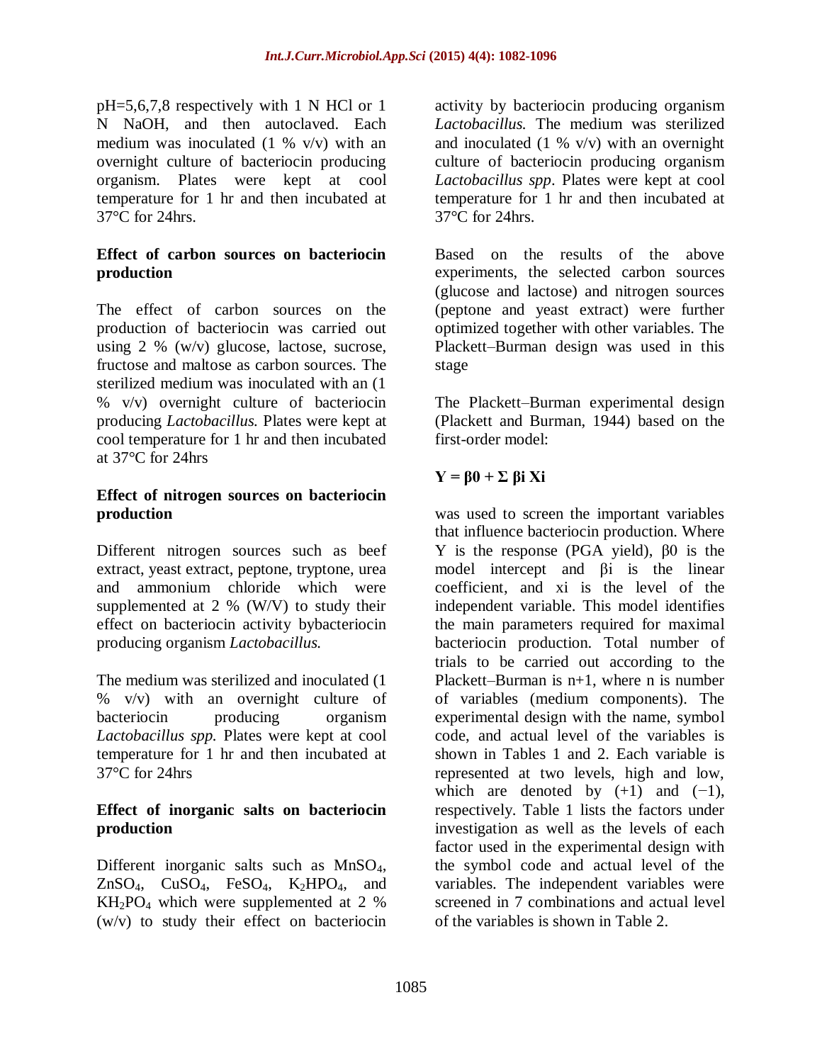pH=5,6,7,8 respectively with 1 N HCl or 1 N NaOH, and then autoclaved. Each medium was inoculated (1 % v/v) with an overnight culture of bacteriocin producing organism. Plates were kept at cool temperature for 1 hr and then incubated at 37°C for 24hrs.

### Effect of carbon sources on bacteriocin production

The effect of carbon sources on the production of bacteriocin was carried out using 2 % (w/v) glucose, lactose, sucrose, fructose and maltose as carbon sources. The sterilized medium was inoculated with an (1 % v/v) overnight culture of bacteriocin producing *Lactobacillus.* Plates were kept at cool temperature for 1 hr and then incubated at 37°C for 24hrs

### Effect of nitrogen sources on bacteriocin production

Different nitrogen sources such as beef extract, yeast extract, peptone, tryptone, urea and ammonium chloride which were supplemented at 2 % (W/V) to study their effect on bacteriocin activity bybacteriocin producing organism *Lactobacillus.*

The medium was sterilized and inoculated (1 % v/v) with an overnight culture of bacteriocin producing organism *Lactobacillus spp.* Plates were kept at cool temperature for 1 hr and then incubated at 37°C for 24hrs

### Effect of inorganic salts on bacteriocin production

Different inorganic salts such as $MnSO_4$, $ZnSO_4$, $CuSO_4$, $FeSO_4$, $K_2HPO_4$, and $KH_2PO_4$ which were supplemented at 2 % (w/v) to study their effect on bacteriocin activity by bacteriocin producing organism *Lactobacillus.* The medium was sterilized and inoculated (1 % v/v) with an overnight culture of bacteriocin producing organism *Lactobacillus spp*. Plates were kept at cool temperature for 1 hr and then incubated at 37°C for 24hrs.

Based on the results of the above experiments, the selected carbon sources (glucose and lactose) and nitrogen sources (peptone and yeast extract) were further optimized together with other variables. The Plackett–Burman design was used in this stage

The Plackett–Burman experimental design (Plackett and Burman, 1944) based on the first-order model:

$$\mathbf{Y = \beta 0 + \Sigma\ \beta i\ Xi}$$

was used to screen the important variables that influence bacteriocin production. Where Y is the response (PGA yield), $\beta 0$ is the model intercept and $\beta i$ is the linear coefficient, and xi is the level of the independent variable. This model identifies the main parameters required for maximal bacteriocin production. Total number of trials to be carried out according to the Plackett–Burman is n+1, where n is number of variables (medium components). The experimental design with the name, symbol code, and actual level of the variables is shown in Tables 1 and 2. Each variable is represented at two levels, high and low, which are denoted by (+1) and (−1), respectively. Table 1 lists the factors under investigation as well as the levels of each factor used in the experimental design with the symbol code and actual level of the variables. The independent variables were screened in 7 combinations and actual level of the variables is shown in Table 2.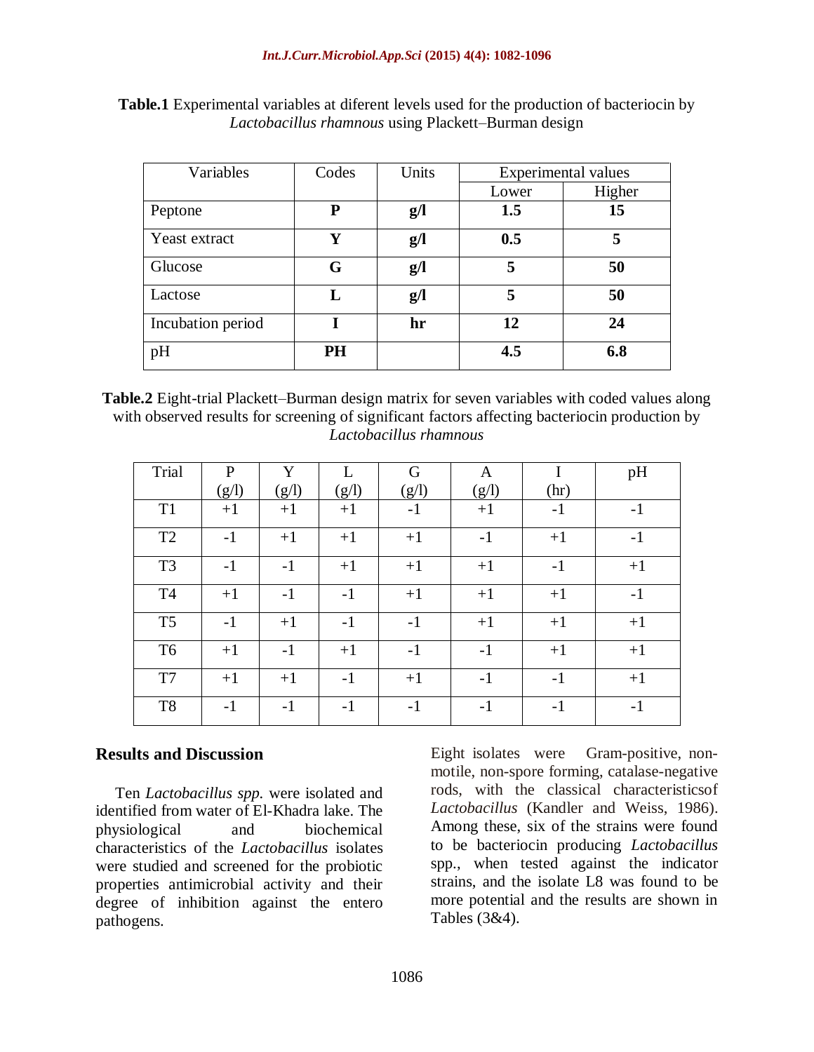**Table.1** Experimental variables at diferent levels used for the production of bacteriocin by *Lactobacillus rhamnous* using Plackett–Burman design

| Variables | Codes | Units | Experimental values | |
|---|---|---|---|---|
| | | | Lower | Higher |
| Peptone | **P** | **g/l** | **1.5** | **15** |
| Yeast extract | **Y** | **g/l** | **0.5** | **5** |
| Glucose | **G** | **g/l** | **5** | **50** |
| Lactose | **L** | **g/l** | **5** | **50** |
| Incubation period | **I** | **hr** | **12** | **24** |
| pH | **PH** | | **4.5** | **6.8** |

**Table.2** Eight-trial Plackett–Burman design matrix for seven variables with coded values along with observed results for screening of significant factors affecting bacteriocin production by *Lactobacillus rhamnous*

| Trial | P (g/l) | Y (g/l) | L (g/l) | G (g/l) | A (g/l) | I (hr) | pH |
|---|---|---|---|---|---|---|---|
| T1 | +1 | +1 | +1 | -1 | +1 | -1 | -1 |
| T2 | -1 | +1 | +1 | +1 | -1 | +1 | -1 |
| T3 | -1 | -1 | +1 | +1 | +1 | -1 | +1 |
| T4 | +1 | -1 | -1 | +1 | +1 | +1 | -1 |
| T5 | -1 | +1 | -1 | -1 | +1 | +1 | +1 |
| T6 | +1 | -1 | +1 | -1 | -1 | +1 | +1 |
| T7 | +1 | +1 | -1 | +1 | -1 | -1 | +1 |
| T8 | -1 | -1 | -1 | -1 | -1 | -1 | -1 |

## Results and Discussion

Ten *Lactobacillus spp.* were isolated and identified from water of El-Khadra lake. The physiological and biochemical characteristics of the *Lactobacillus* isolates were studied and screened for the probiotic properties antimicrobial activity and their degree of inhibition against the entero pathogens.

Eight isolates were Gram-positive, non-motile, non-spore forming, catalase-negative rods, with the classical characteristicsof *Lactobacillus* (Kandler and Weiss, 1986). Among these, six of the strains were found to be bacteriocin producing *Lactobacillus* spp., when tested against the indicator strains, and the isolate L8 was found to be more potential and the results are shown in Tables (3&4).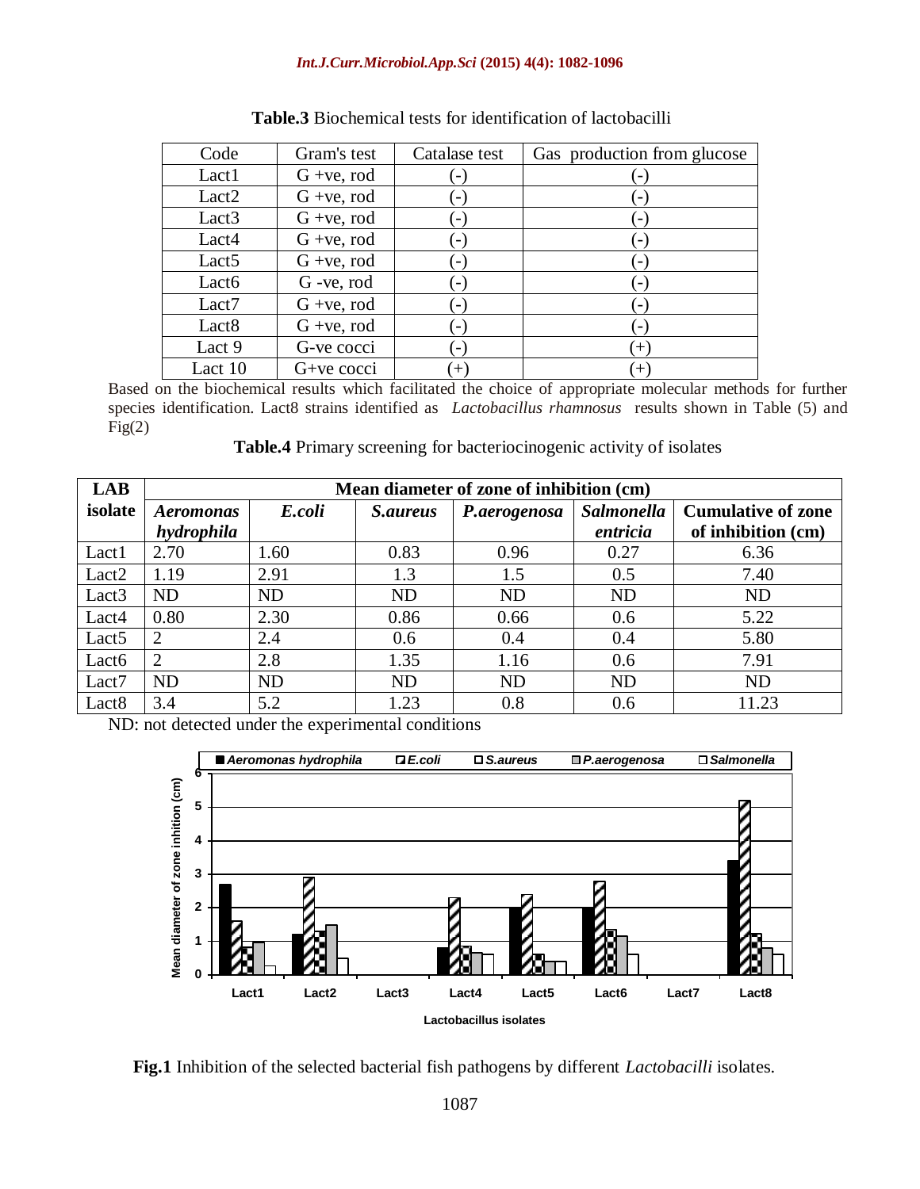**Table.3** Biochemical tests for identification of lactobacilli

| Code | Gram's test | Catalase test | Gas production from glucose |
|---|---|---|---|
| Lact1 | G +ve, rod | (-) | (-) |
| Lact2 | G +ve, rod | (-) | (-) |
| Lact3 | G +ve, rod | (-) | (-) |
| Lact4 | G +ve, rod | (-) | (-) |
| Lact5 | G +ve, rod | (-) | (-) |
| Lact6 | G -ve, rod | (-) | (-) |
| Lact7 | G +ve, rod | (-) | (-) |
| Lact8 | G +ve, rod | (-) | (-) |
| Lact 9 | G-ve cocci | (-) | (+) |
| Lact 10 | G+ve cocci | (+) | (+) |

Based on the biochemical results which facilitated the choice of appropriate molecular methods for further species identification. Lact8 strains identified as *Lactobacillus rhamnosus* results shown in Table (5) and Fig(2)

**Table.4** Primary screening for bacteriocinogenic activity of isolates

| LAB isolate | Mean diameter of zone of inhibition (cm) | | | | | |
|---|---|---|---|---|---|---|
| | ***Aeromonas hydrophila*** | ***E.coli*** | ***S.aureus*** | ***P.aerogenosa*** | ***Salmonella entricia*** | **Cumulative of zone of inhibition (cm)** |
| Lact1 | 2.70 | 1.60 | 0.83 | 0.96 | 0.27 | 6.36 |
| Lact2 | 1.19 | 2.91 | 1.3 | 1.5 | 0.5 | 7.40 |
| Lact3 | ND | ND | ND | ND | ND | ND |
| Lact4 | 0.80 | 2.30 | 0.86 | 0.66 | 0.6 | 5.22 |
| Lact5 | 2 | 2.4 | 0.6 | 0.4 | 0.4 | 5.80 |
| Lact6 | 2 | 2.8 | 1.35 | 1.16 | 0.6 | 7.91 |
| Lact7 | ND | ND | ND | ND | ND | ND |
| Lact8 | 3.4 | 5.2 | 1.23 | 0.8 | 0.6 | 11.23 |

ND: not detected under the experimental conditions

**Fig.1** Inhibition of the selected bacterial fish pathogens by different *Lactobacilli* isolates.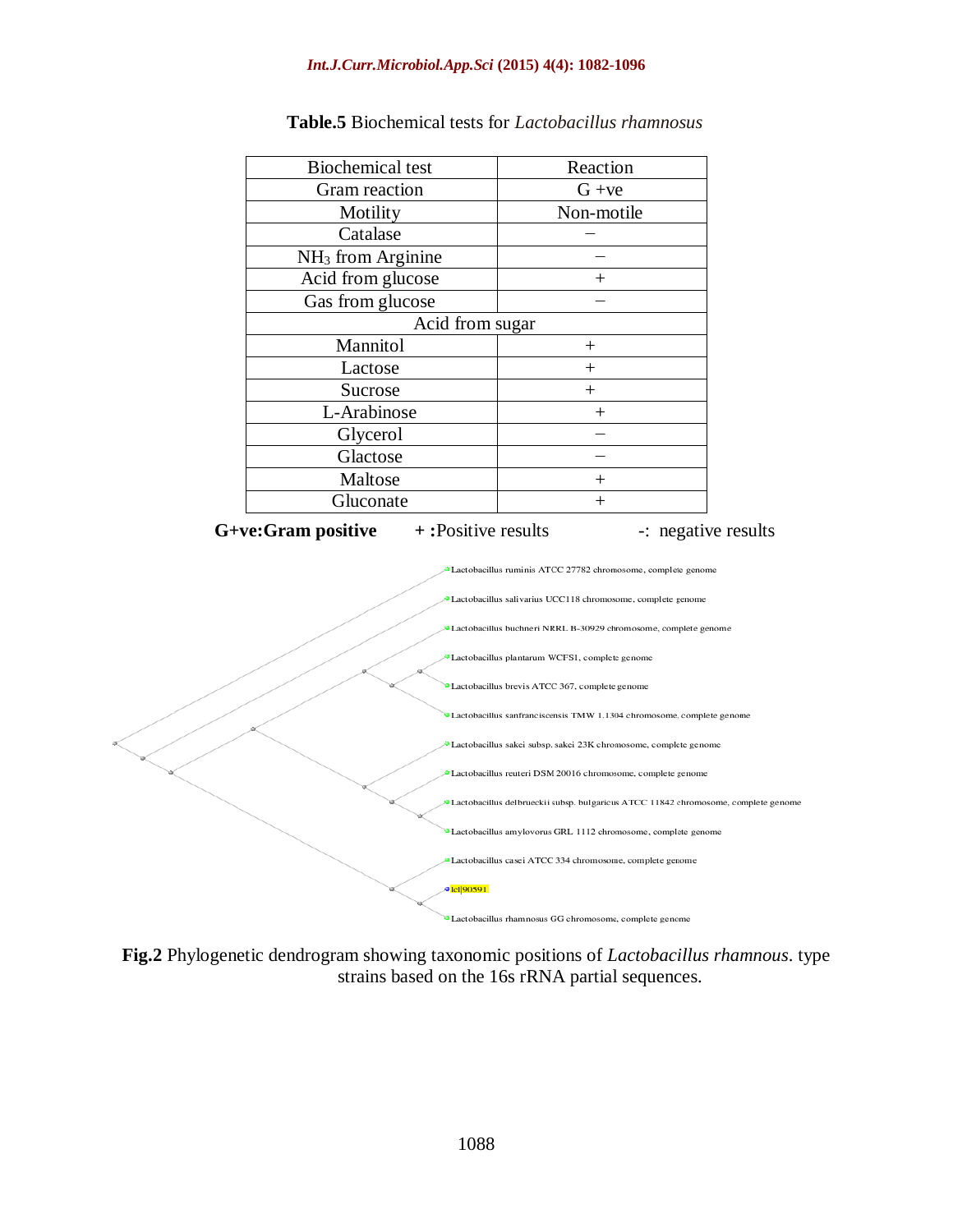**Table.5** Biochemical tests for *Lactobacillus rhamnosus*

| Biochemical test | Reaction |
|---|---|
| Gram reaction | G +ve |
| Motility | Non-motile |
| Catalase | – |
| $NH_3$ from Arginine | – |
| Acid from glucose | + |
| Gas from glucose | – |
| Acid from sugar | |
| Mannitol | + |
| Lactose | + |
| Sucrose | + |
| L-Arabinose | + |
| Glycerol | – |
| Glactose | – |
| Maltose | + |
| Gluconate | + |

**G+ve:Gram positive** **+ :**Positive results -: negative results

**Fig.2** Phylogenetic dendrogram showing taxonomic positions of *Lactobacillus rhamnous*. type strains based on the 16s rRNA partial sequences.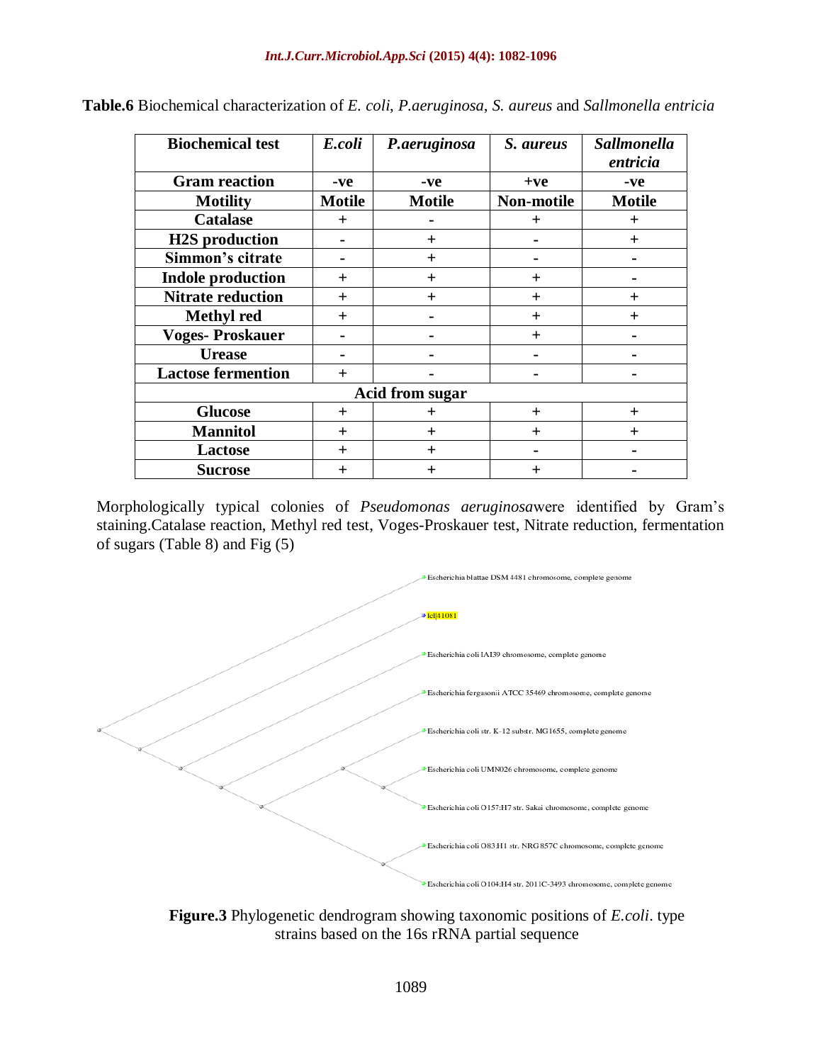**Table.6** Biochemical characterization of *E. coli*, *P.aeruginosa*, *S. aureus* and *Sallmonella entricia*

| Biochemical test | *E.coli* | *P.aeruginosa* | *S. aureus* | *Sallmonella entricia* |
|---|---|---|---|---|
| Gram reaction | -ve | -ve | +ve | -ve |
| Motility | Motile | Motile | Non-motile | Motile |
| Catalase | + | - | + | + |
| H2S production | - | + | - | + |
| Simmon's citrate | - | + | - | - |
| Indole production | + | + | + | - |
| Nitrate reduction | + | + | + | + |
| Methyl red | + | - | + | + |
| Voges- Proskauer | - | - | + | - |
| Urease | - | - | - | - |
| Lactose fermention | + | - | - | - |
| **Acid from sugar** | | | | |
| Glucose | + | + | + | + |
| Mannitol | + | + | + | + |
| Lactose | + | + | - | - |
| Sucrose | + | + | + | - |

Morphologically typical colonies of *Pseudomonas aeruginosa*were identified by Gram's staining.Catalase reaction, Methyl red test, Voges-Proskauer test, Nitrate reduction, fermentation of sugars (Table 8) and Fig (5)

**Figure.3** Phylogenetic dendrogram showing taxonomic positions of *E.coli*. type strains based on the 16s rRNA partial sequence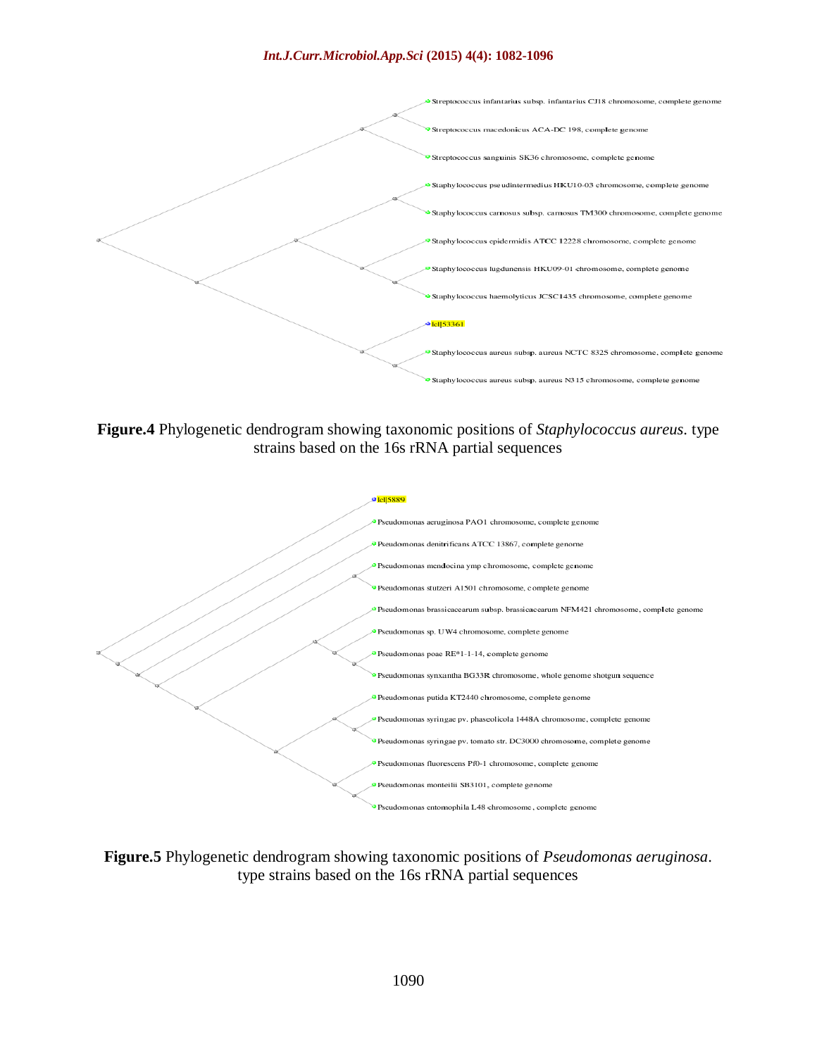- Streptococcus infantarius subsp. infantarius CJ18 chromosome, complete genome
- Streptococcus macedonicus ACA-DC 198, complete genome
- Streptococcus sanguinis SK36 chromosome, complete genome
- Staphylococcus pseudintermedius HKU10-03 chromosome, complete genome
- Staphylococcus carnosus subsp. carnosus TM300 chromosome, complete genome
- Staphylococcus epidermidis ATCC 12228 chromosome, complete genome
- Staphylococcus lugdunensis HKU09-01 chromosome, complete genome
- Staphylococcus haemolyticus JCSC1435 chromosome, complete genome
- lcl|53361
- Staphylococcus aureus subsp. aureus NCTC 8325 chromosome, complete genome
- Staphylococcus aureus subsp. aureus N315 chromosome, complete genome

**Figure.4** Phylogenetic dendrogram showing taxonomic positions of *Staphylococcus aureus*. type strains based on the 16s rRNA partial sequences

- lcl|5889
- Pseudomonas aeruginosa PAO1 chromosome, complete genome
- Pseudomonas denitrificans ATCC 13867, complete genome
- Pseudomonas mendocina ymp chromosome, complete genome
- Pseudomonas stutzeri A1501 chromosome, complete genome
- Pseudomonas brassicacearum subsp. brassicacearum NFM421 chromosome, complete genome
- Pseudomonas sp. UW4 chromosome, complete genome
- Pseudomonas poae RE*1-1-14, complete genome
- Pseudomonas synxantha BG33R chromosome, whole genome shotgun sequence
- Pseudomonas putida KT2440 chromosome, complete genome
- Pseudomonas syringae pv. phaseolicola 1448A chromosome, complete genome
- Pseudomonas syringae pv. tomato str. DC3000 chromosome, complete genome
- Pseudomonas fluorescens Pf0-1 chromosome, complete genome
- Pseudomonas monteilii SB3101, complete genome
- Pseudomonas entomophila L48 chromosome, complete genome

**Figure.5** Phylogenetic dendrogram showing taxonomic positions of *Pseudomonas aeruginosa*. type strains based on the 16s rRNA partial sequences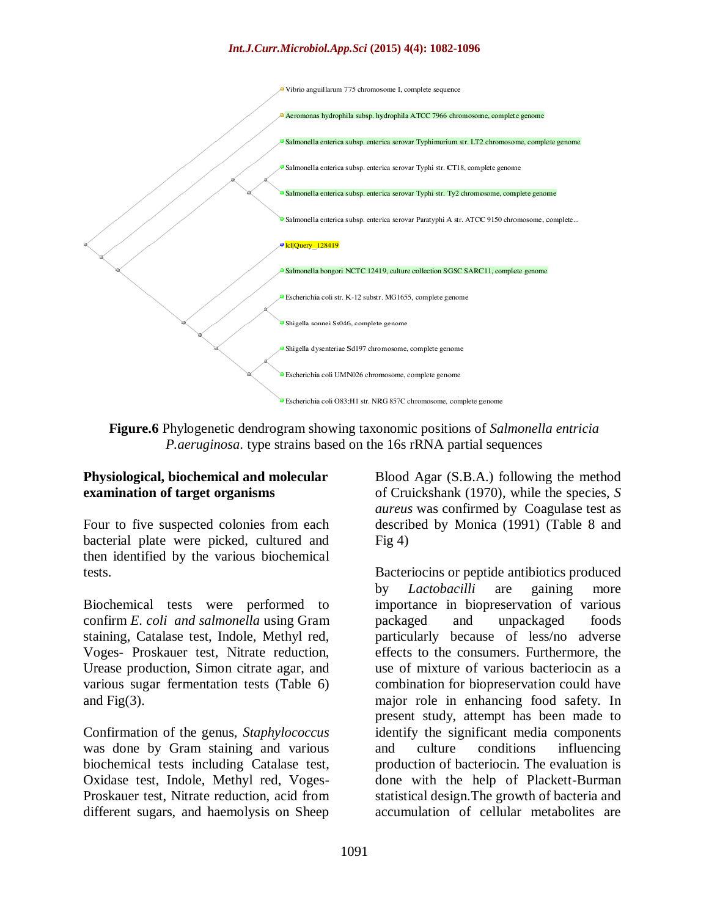Vibrio anguillarum 775 chromosome I, complete sequence

Aeromonas hydrophila subsp. hydrophila ATCC 7966 chromosome, complete genome

Salmonella enterica subsp. enterica serovar Typhimurium str. LT2 chromosome, complete genome

Salmonella enterica subsp. enterica serovar Typhi str. CT18, complete genome

Salmonella enterica subsp. enterica serovar Typhi str. Ty2 chromosome, complete genome

Salmonella enterica subsp. enterica serovar Paratyphi A str. ATCC 9150 chromosome, complete...

lcl|Query_128419

Salmonella bongori NCTC 12419, culture collection SGSC SARC11, complete genome

Escherichia coli str. K-12 substr. MG1655, complete genome

Shigella sonnei Ss046, complete genome

Shigella dysenteriae Sd197 chromosome, complete genome

Escherichia coli UMN026 chromosome, complete genome

Escherichia coli O83:H1 str. NRG 857C chromosome, complete genome

**Figure.6** Phylogenetic dendrogram showing taxonomic positions of *Salmonella entricia P.aeruginosa.* type strains based on the 16s rRNA partial sequences

**Physiological, biochemical and molecular examination of target organisms**

Four to five suspected colonies from each bacterial plate were picked, cultured and then identified by the various biochemical tests.

Biochemical tests were performed to confirm *E. coli and salmonella* using Gram staining, Catalase test, Indole, Methyl red, Voges- Proskauer test, Nitrate reduction, Urease production, Simon citrate agar, and various sugar fermentation tests (Table 6) and Fig(3).

Confirmation of the genus, *Staphylococcus* was done by Gram staining and various biochemical tests including Catalase test, Oxidase test, Indole, Methyl red, Voges-Proskauer test, Nitrate reduction, acid from different sugars, and haemolysis on Sheep Blood Agar (S.B.A.) following the method of Cruickshank (1970), while the species, *S aureus* was confirmed by Coagulase test as described by Monica (1991) (Table 8 and Fig 4)

Bacteriocins or peptide antibiotics produced by *Lactobacilli* are gaining more importance in biopreservation of various packaged and unpackaged foods particularly because of less/no adverse effects to the consumers. Furthermore, the use of mixture of various bacteriocin as a combination for biopreservation could have major role in enhancing food safety. In present study, attempt has been made to identify the significant media components and culture conditions influencing production of bacteriocin. The evaluation is done with the help of Plackett-Burman statistical design.The growth of bacteria and accumulation of cellular metabolites are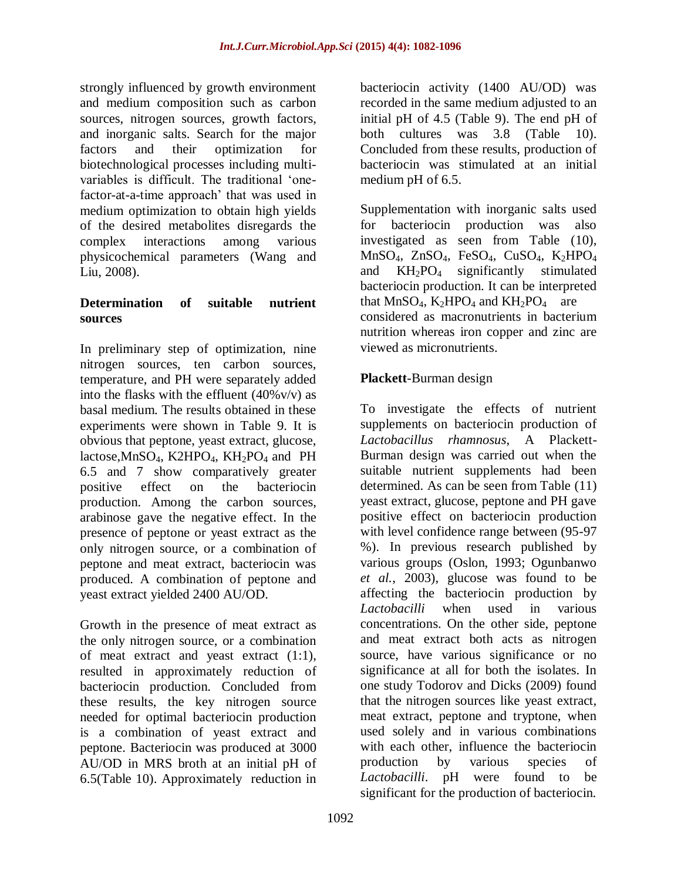strongly influenced by growth environment and medium composition such as carbon sources, nitrogen sources, growth factors, and inorganic salts. Search for the major factors and their optimization for biotechnological processes including multi-variables is difficult. The traditional 'one-factor-at-a-time approach' that was used in medium optimization to obtain high yields of the desired metabolites disregards the complex interactions among various physicochemical parameters (Wang and Liu, 2008).

**Determination of suitable nutrient sources**

In preliminary step of optimization, nine nitrogen sources, ten carbon sources, temperature, and PH were separately added into the flasks with the effluent (40%v/v) as basal medium. The results obtained in these experiments were shown in Table 9. It is obvious that peptone, yeast extract, glucose, lactose,$MnSO_4$, K2HPO4, $KH_2PO_4$ and PH 6.5 and 7 show comparatively greater positive effect on the bacteriocin production. Among the carbon sources, arabinose gave the negative effect. In the presence of peptone or yeast extract as the only nitrogen source, or a combination of peptone and meat extract, bacteriocin was produced. A combination of peptone and yeast extract yielded 2400 AU/OD.

Growth in the presence of meat extract as the only nitrogen source, or a combination of meat extract and yeast extract (1:1), resulted in approximately reduction of bacteriocin production. Concluded from these results, the key nitrogen source needed for optimal bacteriocin production is a combination of yeast extract and peptone. Bacteriocin was produced at 3000 AU/OD in MRS broth at an initial pH of 6.5(Table 10). Approximately reduction in bacteriocin activity (1400 AU/OD) was recorded in the same medium adjusted to an initial pH of 4.5 (Table 9). The end pH of both cultures was 3.8 (Table 10). Concluded from these results, production of bacteriocin was stimulated at an initial medium pH of 6.5.

Supplementation with inorganic salts used for bacteriocin production was also investigated as seen from Table (10), $MnSO_4$, $ZnSO_4$, $FeSO_4$, $CuSO_4$, $K_2HPO_4$ and $KH_2PO_4$ significantly stimulated bacteriocin production. It can be interpreted that $MnSO_4$, $K_2HPO_4$ and $KH_2PO_4$ are considered as macronutrients in bacterium nutrition whereas iron copper and zinc are viewed as micronutrients.

**Plackett**-Burman design

To investigate the effects of nutrient supplements on bacteriocin production of *Lactobacillus rhamnosus*, A Plackett-Burman design was carried out when the suitable nutrient supplements had been determined. As can be seen from Table (11) yeast extract, glucose, peptone and PH gave positive effect on bacteriocin production with level confidence range between (95-97 %). In previous research published by various groups (Oslon, 1993; Ogunbanwo *et al.*, 2003), glucose was found to be affecting the bacteriocin production by *Lactobacilli* when used in various concentrations. On the other side, peptone and meat extract both acts as nitrogen source, have various significance or no significance at all for both the isolates. In one study Todorov and Dicks (2009) found that the nitrogen sources like yeast extract, meat extract, peptone and tryptone, when used solely and in various combinations with each other, influence the bacteriocin production by various species of *Lactobacilli*. pH were found to be significant for the production of bacteriocin.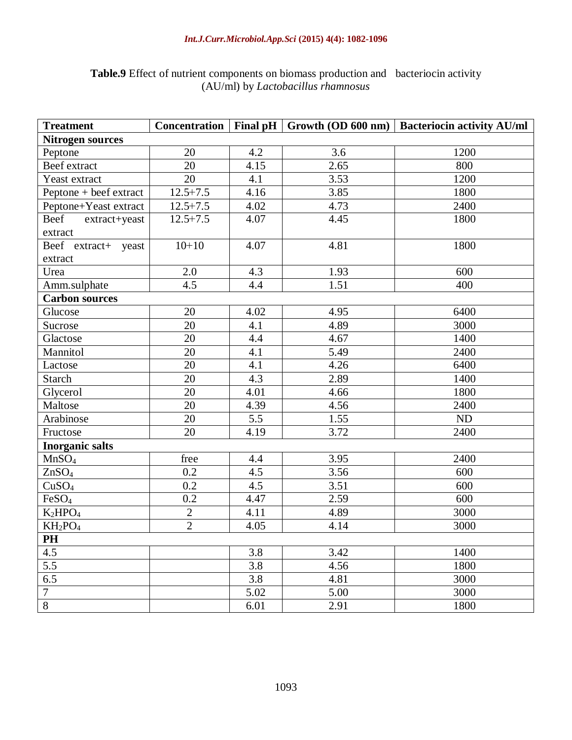**Table.9** Effect of nutrient components on biomass production and bacteriocin activity (AU/ml) by *Lactobacillus rhamnosus*

| Treatment | Concentration | Final pH | Growth (OD 600 nm) | Bacteriocin activity AU/ml |
|---|---|---|---|---|
| **Nitrogen sources** | | | | |
| Peptone | 20 | 4.2 | 3.6 | 1200 |
| Beef extract | 20 | 4.15 | 2.65 | 800 |
| Yeast extract | 20 | 4.1 | 3.53 | 1200 |
| Peptone + beef extract | 12.5+7.5 | 4.16 | 3.85 | 1800 |
| Peptone+Yeast extract | 12.5+7.5 | 4.02 | 4.73 | 2400 |
| Beef extract+yeast extract | 12.5+7.5 | 4.07 | 4.45 | 1800 |
| Beef extract+ yeast extract | 10+10 | 4.07 | 4.81 | 1800 |
| Urea | 2.0 | 4.3 | 1.93 | 600 |
| Amm.sulphate | 4.5 | 4.4 | 1.51 | 400 |
| **Carbon sources** | | | | |
| Glucose | 20 | 4.02 | 4.95 | 6400 |
| Sucrose | 20 | 4.1 | 4.89 | 3000 |
| Glactose | 20 | 4.4 | 4.67 | 1400 |
| Mannitol | 20 | 4.1 | 5.49 | 2400 |
| Lactose | 20 | 4.1 | 4.26 | 6400 |
| Starch | 20 | 4.3 | 2.89 | 1400 |
| Glycerol | 20 | 4.01 | 4.66 | 1800 |
| Maltose | 20 | 4.39 | 4.56 | 2400 |
| Arabinose | 20 | 5.5 | 1.55 | ND |
| Fructose | 20 | 4.19 | 3.72 | 2400 |
| **Inorganic salts** | | | | |
| $MnSO_4$ | free | 4.4 | 3.95 | 2400 |
| $ZnSO_4$ | 0.2 | 4.5 | 3.56 | 600 |
| $CuSO_4$ | 0.2 | 4.5 | 3.51 | 600 |
| $FeSO_4$ | 0.2 | 4.47 | 2.59 | 600 |
| $K_2HPO_4$ | 2 | 4.11 | 4.89 | 3000 |
| $KH_2PO_4$ | 2 | 4.05 | 4.14 | 3000 |
| **PH** | | | | |
| 4.5 | | 3.8 | 3.42 | 1400 |
| 5.5 | | 3.8 | 4.56 | 1800 |
| 6.5 | | 3.8 | 4.81 | 3000 |
| 7 | | 5.02 | 5.00 | 3000 |
| 8 | | 6.01 | 2.91 | 1800 |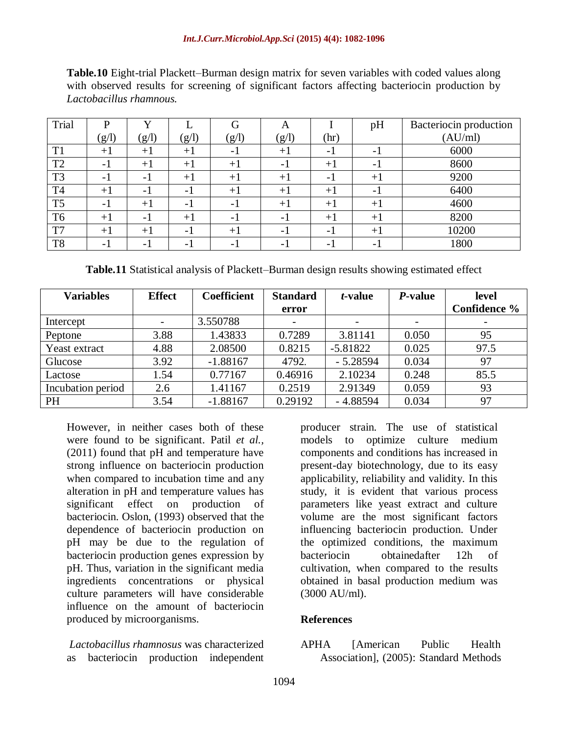**Table.10** Eight-trial Plackett–Burman design matrix for seven variables with coded values along with observed results for screening of significant factors affecting bacteriocin production by *Lactobacillus rhamnous.*

| Trial | P (g/l) | Y (g/l) | L (g/l) | G (g/l) | A (g/l) | I (hr) | pH | Bacteriocin production (AU/ml) |
|---|---|---|---|---|---|---|---|---|
| T1 | +1 | +1 | +1 | -1 | +1 | -1 | -1 | 6000 |
| T2 | -1 | +1 | +1 | +1 | -1 | +1 | -1 | 8600 |
| T3 | -1 | -1 | +1 | +1 | +1 | -1 | +1 | 9200 |
| T4 | +1 | -1 | -1 | +1 | +1 | +1 | -1 | 6400 |
| T5 | -1 | +1 | -1 | -1 | +1 | +1 | +1 | 4600 |
| T6 | +1 | -1 | +1 | -1 | -1 | +1 | +1 | 8200 |
| T7 | +1 | +1 | -1 | +1 | -1 | -1 | +1 | 10200 |
| T8 | -1 | -1 | -1 | -1 | -1 | -1 | -1 | 1800 |

**Table.11** Statistical analysis of Plackett–Burman design results showing estimated effect

| **Variables** | **Effect** | **Coefficient** | **Standard error** | ***t*-value** | ***P*-value** | **level Confidence %** |
|---|---|---|---|---|---|---|
| Intercept | - | 3.550788 | - | - | - | - |
| Peptone | 3.88 | 1.43833 | 0.7289 | 3.81141 | 0.050 | 95 |
| Yeast extract | 4.88 | 2.08500 | 0.8215 | -5.81822 | 0.025 | 97.5 |
| Glucose | 3.92 | -1.88167 | 4792. | - 5.28594 | 0.034 | 97 |
| Lactose | 1.54 | 0.77167 | 0.46916 | 2.10234 | 0.248 | 85.5 |
| Incubation period | 2.6 | 1.41167 | 0.2519 | 2.91349 | 0.059 | 93 |
| PH | 3.54 | -1.88167 | 0.29192 | - 4.88594 | 0.034 | 97 |

However, in neither cases both of these were found to be significant. Patil *et al.,* (2011) found that pH and temperature have strong influence on bacteriocin production when compared to incubation time and any alteration in pH and temperature values has significant effect on production of bacteriocin. Oslon, (1993) observed that the dependence of bacteriocin production on pH may be due to the regulation of bacteriocin production genes expression by pH. Thus, variation in the significant media ingredients concentrations or physical culture parameters will have considerable influence on the amount of bacteriocin produced by microorganisms.

*Lactobacillus rhamnosus* was characterized as bacteriocin production independent producer strain. The use of statistical models to optimize culture medium components and conditions has increased in present-day biotechnology, due to its easy applicability, reliability and validity. In this study, it is evident that various process parameters like yeast extract and culture volume are the most significant factors influencing bacteriocin production. Under the optimized conditions, the maximum bacteriocin obtainedafter 12h of cultivation, when compared to the results obtained in basal production medium was (3000 AU/ml).

## References

APHA [American Public Health Association], (2005): Standard Methods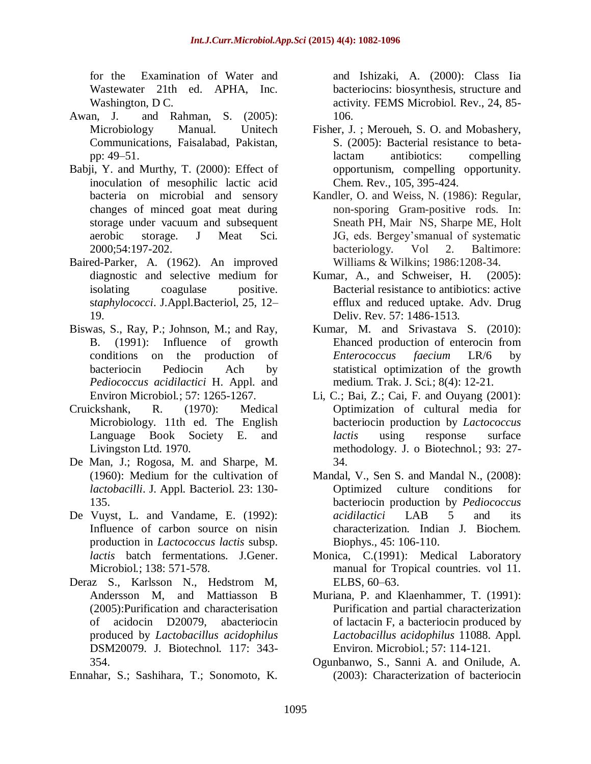for the Examination of Water and Wastewater 21th ed. APHA, Inc. Washington, D C.

Awan, J. and Rahman, S. (2005): Microbiology Manual. Unitech Communications, Faisalabad, Pakistan, pp: 49–51.

Babji, Y. and Murthy, T. (2000): Effect of inoculation of mesophilic lactic acid bacteria on microbial and sensory changes of minced goat meat during storage under vacuum and subsequent aerobic storage. J Meat Sci. 2000;54:197-202.

Baired-Parker, A. (1962). An improved diagnostic and selective medium for isolating coagulase positive. s*taphylococci*. J.Appl.Bacteriol, 25, 12–19.

Biswas, S., Ray, P.; Johnson, M.; and Ray, B. (1991): Influence of growth conditions on the production of bacteriocin Pediocin Ach by *Pediococcus acidilactici* H. Appl. and Environ Microbiol.; 57: 1265-1267.

Cruickshank, R. (1970): Medical Microbiology. 11th ed. The English Language Book Society E. and Livingston Ltd. 1970.

De Man, J.; Rogosa, M. and Sharpe, M. (1960): Medium for the cultivation of *lactobacilli*. J. Appl. Bacteriol. 23: 130-135.

De Vuyst, L. and Vandame, E. (1992): Influence of carbon source on nisin production in *Lactococcus lactis* subsp. *lactis* batch fermentations. J.Gener. Microbiol.; 138: 571-578.

Deraz S., Karlsson N., Hedstrom M, Andersson M, and Mattiasson B (2005):Purification and characterisation of acidocin D20079, abacteriocin produced by *Lactobacillus acidophilus* DSM20079. J. Biotechnol. 117: 343-354.

Ennahar, S.; Sashihara, T.; Sonomoto, K. and Ishizaki, A. (2000): Class Iia bacteriocins: biosynthesis, structure and activity. FEMS Microbiol. Rev., 24, 85-106.

Fisher, J. ; Meroueh, S. O. and Mobashery, S. (2005): Bacterial resistance to beta-lactam antibiotics: compelling opportunism, compelling opportunity. Chem. Rev., 105, 395-424.

Kandler, O. and Weiss, N. (1986): Regular, non-sporing Gram-positive rods. In: Sneath PH, Mair NS, Sharpe ME, Holt JG, eds. Bergey'smanual of systematic bacteriology. Vol 2. Baltimore: Williams & Wilkins; 1986:1208-34.

Kumar, A., and Schweiser, H. (2005): Bacterial resistance to antibiotics: active efflux and reduced uptake. Adv. Drug Deliv. Rev. 57: 1486-1513.

Kumar, M. and Srivastava S. (2010): Ehanced production of enterocin from *Enterococcus faecium* LR/6 by statistical optimization of the growth medium. Trak. J. Sci.; 8(4): 12-21.

Li, C.; Bai, Z.; Cai, F. and Ouyang (2001): Optimization of cultural media for bacteriocin production by *Lactococcus lactis* using response surface methodology. J. o Biotechnol.; 93: 27-34.

Mandal, V., Sen S. and Mandal N., (2008): Optimized culture conditions for bacteriocin production by *Pediococcus acidilactici* LAB 5 and its characterization. Indian J. Biochem. Biophys., 45: 106-110.

Monica, C.(1991): Medical Laboratory manual for Tropical countries. vol 11. ELBS, 60–63.

Muriana, P. and Klaenhammer, T. (1991): Purification and partial characterization of lactacin F, a bacteriocin produced by *Lactobacillus acidophilus* 11088. Appl. Environ. Microbiol.; 57: 114-121.

Ogunbanwo, S., Sanni A. and Onilude, A. (2003): Characterization of bacteriocin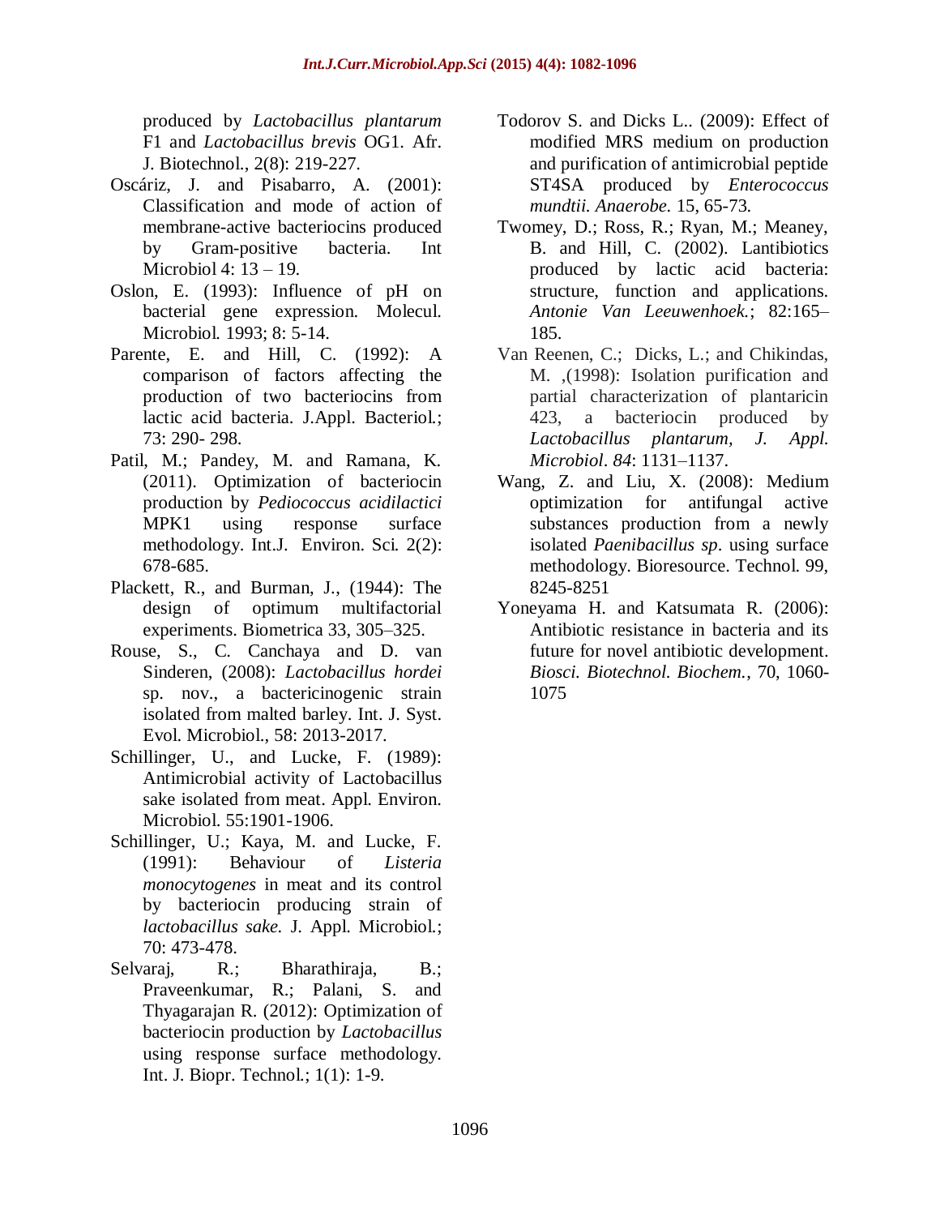produced by *Lactobacillus plantarum* F1 and *Lactobacillus brevis* OG1. Afr. J. Biotechnol., 2(8): 219-227.

Oscáriz, J. and Pisabarro, A. (2001): Classification and mode of action of membrane-active bacteriocins produced by Gram-positive bacteria. Int Microbiol 4: 13 – 19.

Oslon, E. (1993): Influence of pH on bacterial gene expression. Molecul. Microbiol. 1993; 8: 5-14.

Parente, E. and Hill, C. (1992): A comparison of factors affecting the production of two bacteriocins from lactic acid bacteria. J.Appl. Bacteriol.; 73: 290- 298.

Patil, M.; Pandey, M. and Ramana, K. (2011). Optimization of bacteriocin production by *Pediococcus acidilactici* MPK1 using response surface methodology. Int.J. Environ. Sci. 2(2): 678-685.

Plackett, R., and Burman, J., (1944): The design of optimum multifactorial experiments. Biometrica 33, 305–325.

Rouse, S., C. Canchaya and D. van Sinderen, (2008): *Lactobacillus hordei* sp. nov., a bactericinogenic strain isolated from malted barley. Int. J. Syst. Evol. Microbiol., 58: 2013-2017.

Schillinger, U., and Lucke, F. (1989): Antimicrobial activity of Lactobacillus sake isolated from meat. Appl. Environ. Microbiol. 55:1901-1906.

Schillinger, U.; Kaya, M. and Lucke, F. (1991): Behaviour of *Listeria monocytogenes* in meat and its control by bacteriocin producing strain of *lactobacillus sake.* J. Appl. Microbiol.; 70: 473-478.

Selvaraj, R.; Bharathiraja, B.; Praveenkumar, R.; Palani, S. and Thyagarajan R. (2012): Optimization of bacteriocin production by *Lactobacillus* using response surface methodology. Int. J. Biopr. Technol.; 1(1): 1-9.

Todorov S. and Dicks L.. (2009): Effect of modified MRS medium on production and purification of antimicrobial peptide ST4SA produced by *Enterococcus mundtii. Anaerobe.* 15, 65-73.

Twomey, D.; Ross, R.; Ryan, M.; Meaney, B. and Hill, C. (2002). Lantibiotics produced by lactic acid bacteria: structure, function and applications. *Antonie Van Leeuwenhoek.*; 82:165–185.

Van Reenen, C.; Dicks, L.; and Chikindas, M. ,(1998): Isolation purification and partial characterization of plantaricin 423, a bacteriocin produced by *Lactobacillus plantarum, J. Appl. Microbiol*. *84*: 1131–1137.

Wang, Z. and Liu, X. (2008): Medium optimization for antifungal active substances production from a newly isolated *Paenibacillus sp*. using surface methodology. Bioresource. Technol. 99, 8245-8251

Yoneyama H. and Katsumata R. (2006): Antibiotic resistance in bacteria and its future for novel antibiotic development. *Biosci. Biotechnol. Biochem.*, 70, 1060-1075